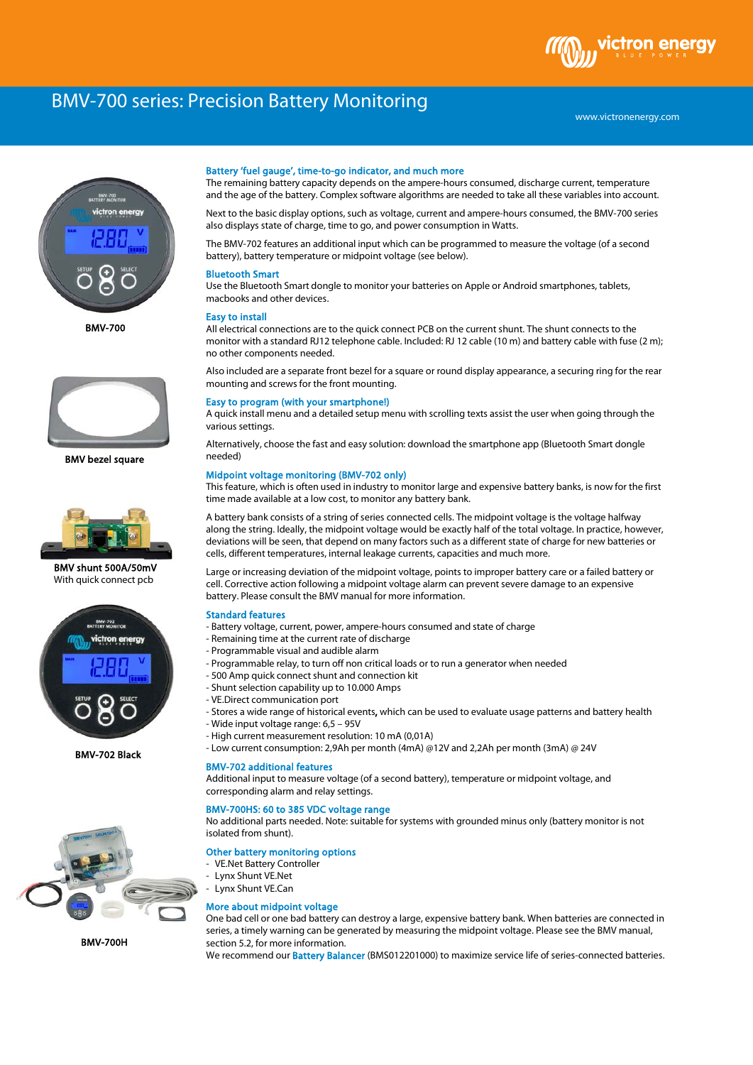# BMV-700 series: Precision Battery Monitoring

www.victronenergy.com

BMV-700

BMV bezel square

BMV shunt 500A/50mV
With quick connect pcb

BMV-702 Black

BMV-700H

### Battery 'fuel gauge', time-to-go indicator, and much more

The remaining battery capacity depends on the ampere-hours consumed, discharge current, temperature and the age of the battery. Complex software algorithms are needed to take all these variables into account.

Next to the basic display options, such as voltage, current and ampere-hours consumed, the BMV-700 series also displays state of charge, time to go, and power consumption in Watts.

The BMV-702 features an additional input which can be programmed to measure the voltage (of a second battery), battery temperature or midpoint voltage (see below).

### Bluetooth Smart

Use the Bluetooth Smart dongle to monitor your batteries on Apple or Android smartphones, tablets, macbooks and other devices.

### Easy to install

All electrical connections are to the quick connect PCB on the current shunt. The shunt connects to the monitor with a standard RJ12 telephone cable. Included: RJ 12 cable (10 m) and battery cable with fuse (2 m); no other components needed.

Also included are a separate front bezel for a square or round display appearance, a securing ring for the rear mounting and screws for the front mounting.

### Easy to program (with your smartphone!)

A quick install menu and a detailed setup menu with scrolling texts assist the user when going through the various settings.

Alternatively, choose the fast and easy solution: download the smartphone app (Bluetooth Smart dongle needed)

### Midpoint voltage monitoring (BMV-702 only)

This feature, which is often used in industry to monitor large and expensive battery banks, is now for the first time made available at a low cost, to monitor any battery bank.

A battery bank consists of a string of series connected cells. The midpoint voltage is the voltage halfway along the string. Ideally, the midpoint voltage would be exactly half of the total voltage. In practice, however, deviations will be seen, that depend on many factors such as a different state of charge for new batteries or cells, different temperatures, internal leakage currents, capacities and much more.

Large or increasing deviation of the midpoint voltage, points to improper battery care or a failed battery or cell. Corrective action following a midpoint voltage alarm can prevent severe damage to an expensive battery. Please consult the BMV manual for more information.

### Standard features

- Battery voltage, current, power, ampere-hours consumed and state of charge
- Remaining time at the current rate of discharge
- Programmable visual and audible alarm
- Programmable relay, to turn off non critical loads or to run a generator when needed
- 500 Amp quick connect shunt and connection kit
- Shunt selection capability up to 10.000 Amps
- VE.Direct communication port
- Stores a wide range of historical events, which can be used to evaluate usage patterns and battery health
- Wide input voltage range: 6,5 – 95V
- High current measurement resolution: 10 mA (0,01A)
- Low current consumption: 2,9Ah per month (4mA) @12V and 2,2Ah per month (3mA) @ 24V

### BMV-702 additional features

Additional input to measure voltage (of a second battery), temperature or midpoint voltage, and corresponding alarm and relay settings.

### BMV-700HS: 60 to 385 VDC voltage range

No additional parts needed. Note: suitable for systems with grounded minus only (battery monitor is not isolated from shunt).

### Other battery monitoring options

- VE.Net Battery Controller
- Lynx Shunt VE.Net
- Lynx Shunt VE.Can

### More about midpoint voltage

One bad cell or one bad battery can destroy a large, expensive battery bank. When batteries are connected in series, a timely warning can be generated by measuring the midpoint voltage. Please see the BMV manual, section 5.2, for more information.
We recommend our Battery Balancer (BMS012201000) to maximize service life of series-connected batteries.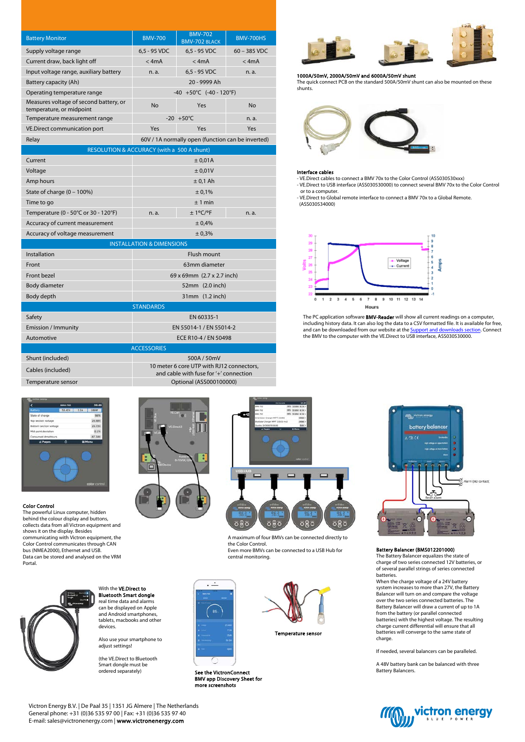| Battery Monitor | BMV-700 | BMV-702 BMV-702 BLACK | BMV-700HS |
|---|---|---|---|
| Supply voltage range | 6,5 - 95 VDC | 6,5 - 95 VDC | 60 – 385 VDC |
| Current draw, back light off | < 4mA | < 4mA | < 4mA |
| Input voltage range, auxiliary battery | n. a. | 6,5 - 95 VDC | n. a. |
| Battery capacity (Ah) | 20 - 9999 Ah | | |
| Operating temperature range | -40 +50°C (-40 - 120°F) | | |
| Measures voltage of second battery, or temperature, or midpoint | No | Yes | No |
| Temperature measurement range | -20 +50°C | | n. a. |
| VE.Direct communication port | Yes | Yes | Yes |
| Relay | 60V / 1A normally open (function can be inverted) | | |
| **RESOLUTION & ACCURACY (with a 500 A shunt)** | | | |
| Current | ± 0,01A | | |
| Voltage | ± 0,01V | | |
| Amp hours | ± 0,1 Ah | | |
| State of charge (0 – 100%) | ± 0,1% | | |
| Time to go | ± 1 min | | |
| Temperature (0 - 50°C or 30 - 120°F) | n. a. | ± 1°C/°F | n. a. |
| Accuracy of current measurement | ± 0,4% | | |
| Accuracy of voltage measurement | ± 0,3% | | |
| **INSTALLATION & DIMENSIONS** | | | |
| Installation | Flush mount | | |
| Front | 63mm diameter | | |
| Front bezel | 69 x 69mm (2.7 x 2.7 inch) | | |
| Body diameter | 52mm (2.0 inch) | | |
| Body depth | 31mm (1.2 inch) | | |
| **STANDARDS** | | | |
| Safety | EN 60335-1 | | |
| Emission / Immunity | EN 55014-1 / EN 55014-2 | | |
| Automotive | ECE R10-4 / EN 50498 | | |
| **ACCESSORIES** | | | |
| Shunt (included) | 500A / 50mV | | |
| Cables (included) | 10 meter 6 core UTP with RJ12 connectors, and cable with fuse for '+' connection | | |
| Temperature sensor | Optional (ASS000100000) | | |

**1000A/50mV, 2000A/50mV and 6000A/50mV shunt**
The quick connect PCB on the standard 500A/50mV shunt can also be mounted on these shunts.

**Interface cables**
- VE.Direct cables to connect a BMV 70x to the Color Control (ASS030530xxx)
- VE.Direct to USB interface (ASS030530000) to connect several BMV 70x to the Color Control or to a computer.
- VE.Direct to Global remote interface to connect a BMV 70x to a Global Remote. (ASS030534000)

Volts
30
29
28
27
26
25
24
23
22
0 1 2 3 4 5 6 7 8 9 10 11 12 13 14
Hours
Amps
10
9
8
7
6
5
4
3
2
1
0
-1
Voltage
Current

The PC application software **BMV-Reader** will show all current readings on a computer, including history data. It can also log the data to a CSV formatted file. It is available for free, and can be downloaded from our website at the Support and downloads section. Connect the BMV to the computer with the VE.Direct to USB interface, ASS030530000.

**Color Control**
The powerful Linux computer, hidden behind the colour display and buttons, collects data from all Victron equipment and shows it on the display. Besides communicating with Victron equipment, the Color Control communicates through CAN bus (NMEA2000), Ethernet and USB.
Data can be stored and analysed on the VRM Portal.

A maximum of four BMVs can be connected directly to the Color Control.
Even more BMVs can be connected to a USB Hub for central monitoring.

**Battery Balancer (BMS012201000)**
The Battery Balancer equalizes the state of charge of two series connected 12V batteries, or of several parallel strings of series connected batteries.
When the charge voltage of a 24V battery system increases to more than 27V, the Battery Balancer will turn on and compare the voltage over the two series connected batteries. The Battery Balancer will draw a current of up to 1A from the battery (or parallel connected batteries) with the highest voltage. The resulting charge current differential will ensure that all batteries will converge to the same state of charge.

If needed, several balancers can be paralleled.

A 48V battery bank can be balanced with three Battery Balancers.

With the **VE.Direct to Bluetooth Smart dongle** real time data and alarms can be displayed on Apple and Android smartphones, tablets, macbooks and other devices.

Also use your smartphone to adjust settings!

(the VE.Direct to Bluetooth Smart dongle must be ordered separately)

**See the VictronConnect BMV app Discovery Sheet for more screenshots**

**Temperature sensor**

Victron Energy B.V. | De Paal 35 | 1351 JG Almere | The Netherlands
General phone: +31 (0)36 535 97 00 | Fax: +31 (0)36 535 97 40
E-mail: sales@victronenergy.com | **www.victronenergy.com**